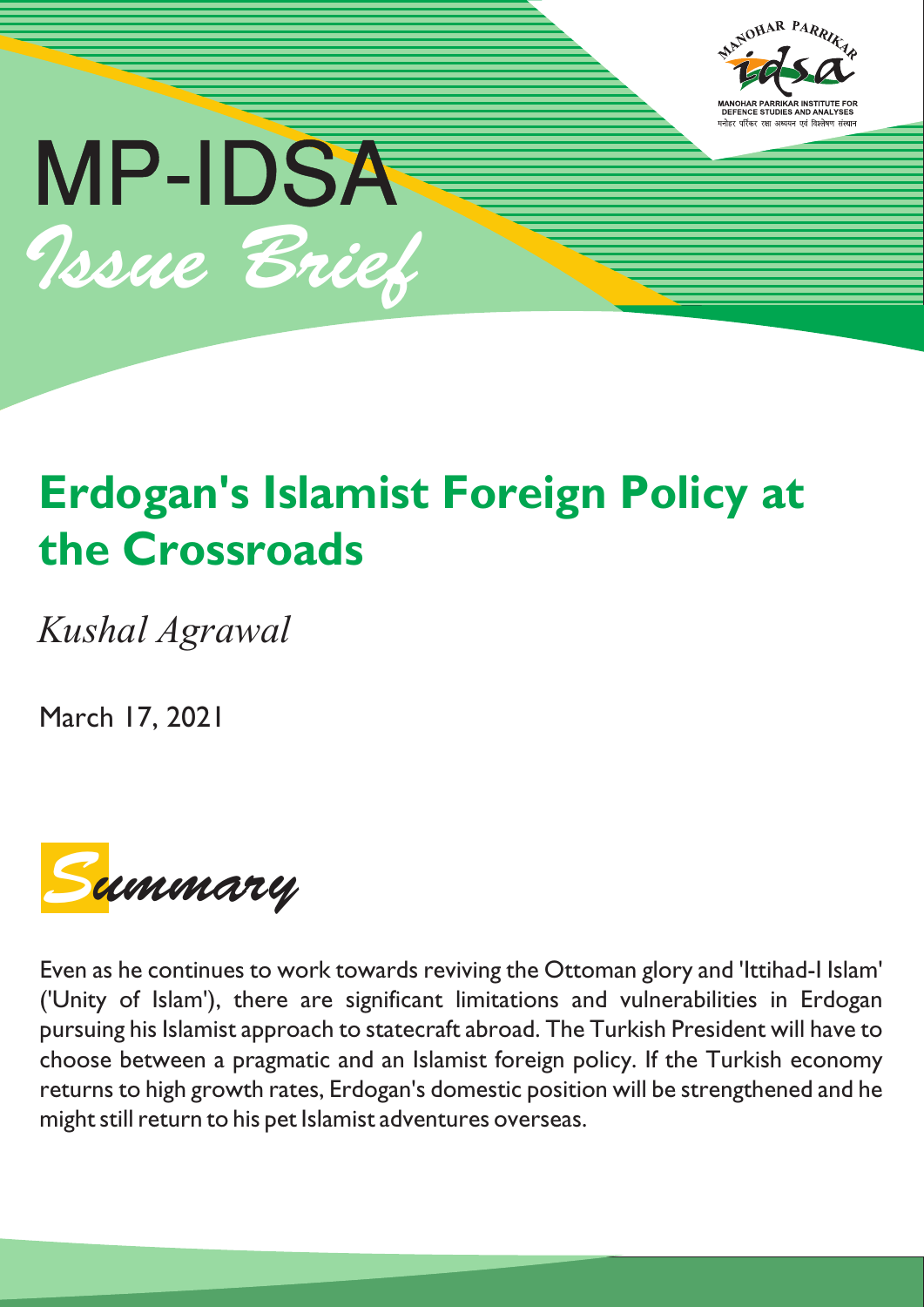MP-IDSA

*Issue Brief*

# Erdogan's Islamist Foreign Policy at the Crossroads

*Kushal Agrawal*

March 17, 2021

## *Summary*

Even as he continues to work towards reviving the Ottoman glory and 'Ittihad-I Islam' ('Unity of Islam'), there are significant limitations and vulnerabilities in Erdogan pursuing his Islamist approach to statecraft abroad. The Turkish President will have to choose between a pragmatic and an Islamist foreign policy. If the Turkish economy returns to high growth rates, Erdogan's domestic position will be strengthened and he might still return to his pet Islamist adventures overseas.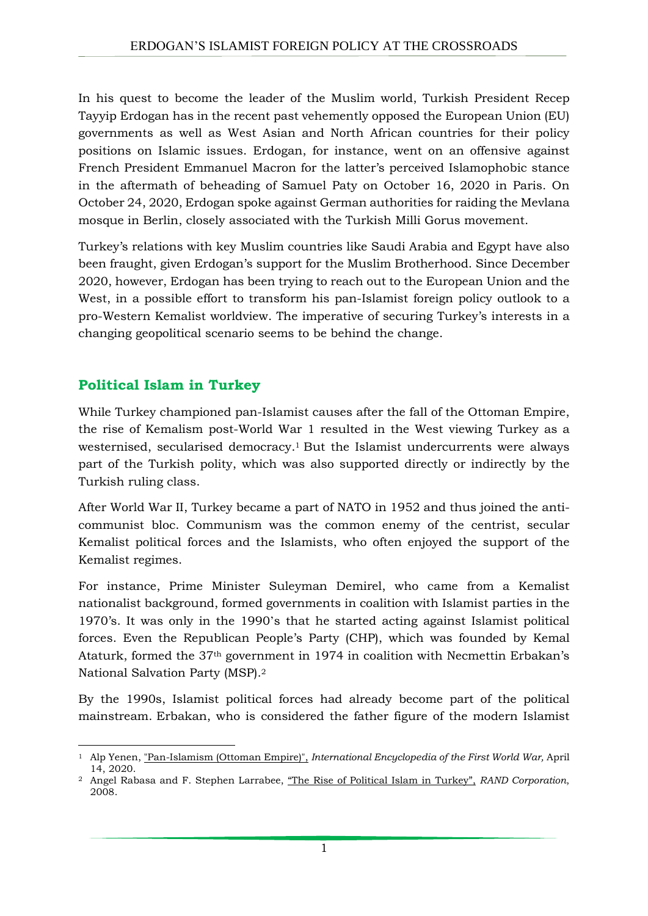In his quest to become the leader of the Muslim world, Turkish President Recep Tayyip Erdogan has in the recent past vehemently opposed the European Union (EU) governments as well as West Asian and North African countries for their policy positions on Islamic issues. Erdogan, for instance, went on an offensive against French President Emmanuel Macron for the latter's perceived Islamophobic stance in the aftermath of beheading of Samuel Paty on October 16, 2020 in Paris. On October 24, 2020, Erdogan spoke against German authorities for raiding the Mevlana mosque in Berlin, closely associated with the Turkish Milli Gorus movement.

Turkey's relations with key Muslim countries like Saudi Arabia and Egypt have also been fraught, given Erdogan's support for the Muslim Brotherhood. Since December 2020, however, Erdogan has been trying to reach out to the European Union and the West, in a possible effort to transform his pan-Islamist foreign policy outlook to a pro-Western Kemalist worldview. The imperative of securing Turkey's interests in a changing geopolitical scenario seems to be behind the change.

## Political Islam in Turkey

While Turkey championed pan-Islamist causes after the fall of the Ottoman Empire, the rise of Kemalism post-World War 1 resulted in the West viewing Turkey as a westernised, secularised democracy.[1] But the Islamist undercurrents were always part of the Turkish polity, which was also supported directly or indirectly by the Turkish ruling class.

After World War II, Turkey became a part of NATO in 1952 and thus joined the anti-communist bloc. Communism was the common enemy of the centrist, secular Kemalist political forces and the Islamists, who often enjoyed the support of the Kemalist regimes.

For instance, Prime Minister Suleyman Demirel, who came from a Kemalist nationalist background, formed governments in coalition with Islamist parties in the 1970's. It was only in the 1990's that he started acting against Islamist political forces. Even the Republican People's Party (CHP), which was founded by Kemal Ataturk, formed the 37th government in 1974 in coalition with Necmettin Erbakan's National Salvation Party (MSP).[2]

By the 1990s, Islamist political forces had already become part of the political mainstream. Erbakan, who is considered the father figure of the modern Islamist

---

[1] Alp Yenen, "Pan-Islamism (Ottoman Empire)", *International Encyclopedia of the First World War,* April 14, 2020.

[2] Angel Rabasa and F. Stephen Larrabee, "The Rise of Political Islam in Turkey", *RAND Corporation*, 2008.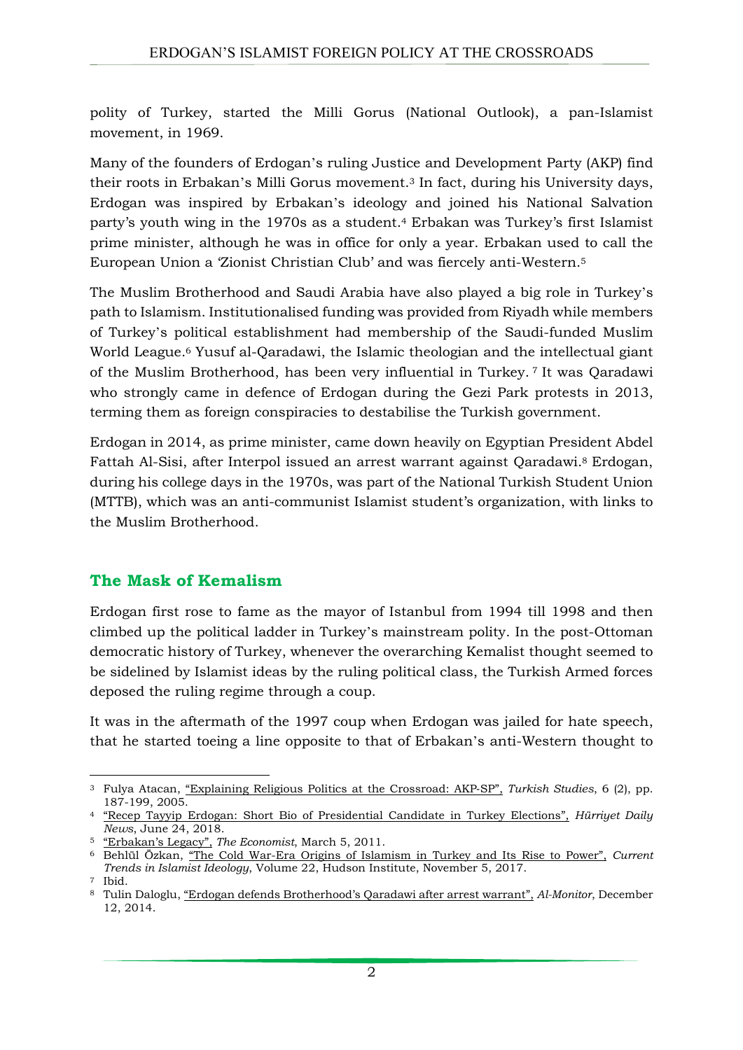polity of Turkey, started the Milli Gorus (National Outlook), a pan-Islamist movement, in 1969.

Many of the founders of Erdogan's ruling Justice and Development Party (AKP) find their roots in Erbakan's Milli Gorus movement.[3] In fact, during his University days, Erdogan was inspired by Erbakan's ideology and joined his National Salvation party's youth wing in the 1970s as a student.[4] Erbakan was Turkey's first Islamist prime minister, although he was in office for only a year. Erbakan used to call the European Union a 'Zionist Christian Club' and was fiercely anti-Western.[5]

The Muslim Brotherhood and Saudi Arabia have also played a big role in Turkey's path to Islamism. Institutionalised funding was provided from Riyadh while members of Turkey's political establishment had membership of the Saudi-funded Muslim World League.[6] Yusuf al-Qaradawi, the Islamic theologian and the intellectual giant of the Muslim Brotherhood, has been very influential in Turkey.[7] It was Qaradawi who strongly came in defence of Erdogan during the Gezi Park protests in 2013, terming them as foreign conspiracies to destabilise the Turkish government.

Erdogan in 2014, as prime minister, came down heavily on Egyptian President Abdel Fattah Al-Sisi, after Interpol issued an arrest warrant against Qaradawi.[8] Erdogan, during his college days in the 1970s, was part of the National Turkish Student Union (MTTB), which was an anti-communist Islamist student's organization, with links to the Muslim Brotherhood.

## The Mask of Kemalism

Erdogan first rose to fame as the mayor of Istanbul from 1994 till 1998 and then climbed up the political ladder in Turkey's mainstream polity. In the post-Ottoman democratic history of Turkey, whenever the overarching Kemalist thought seemed to be sidelined by Islamist ideas by the ruling political class, the Turkish Armed forces deposed the ruling regime through a coup.

It was in the aftermath of the 1997 coup when Erdogan was jailed for hate speech, that he started toeing a line opposite to that of Erbakan's anti-Western thought to

---

[3] Fulya Atacan, "Explaining Religious Politics at the Crossroad: AKP-SP", *Turkish Studies*, 6 (2), pp. 187-199, 2005.

[4] "Recep Tayyip Erdogan: Short Bio of Presidential Candidate in Turkey Elections", *Hürriyet Daily News*, June 24, 2018.

[5] "Erbakan's Legacy", *The Economist*, March 5, 2011.

[6] Behlül Özkan, "The Cold War-Era Origins of Islamism in Turkey and Its Rise to Power", *Current Trends in Islamist Ideology*, Volume 22, Hudson Institute, November 5, 2017.

[7] Ibid.

[8] Tulin Daloglu, "Erdogan defends Brotherhood's Qaradawi after arrest warrant", *Al-Monitor*, December 12, 2014.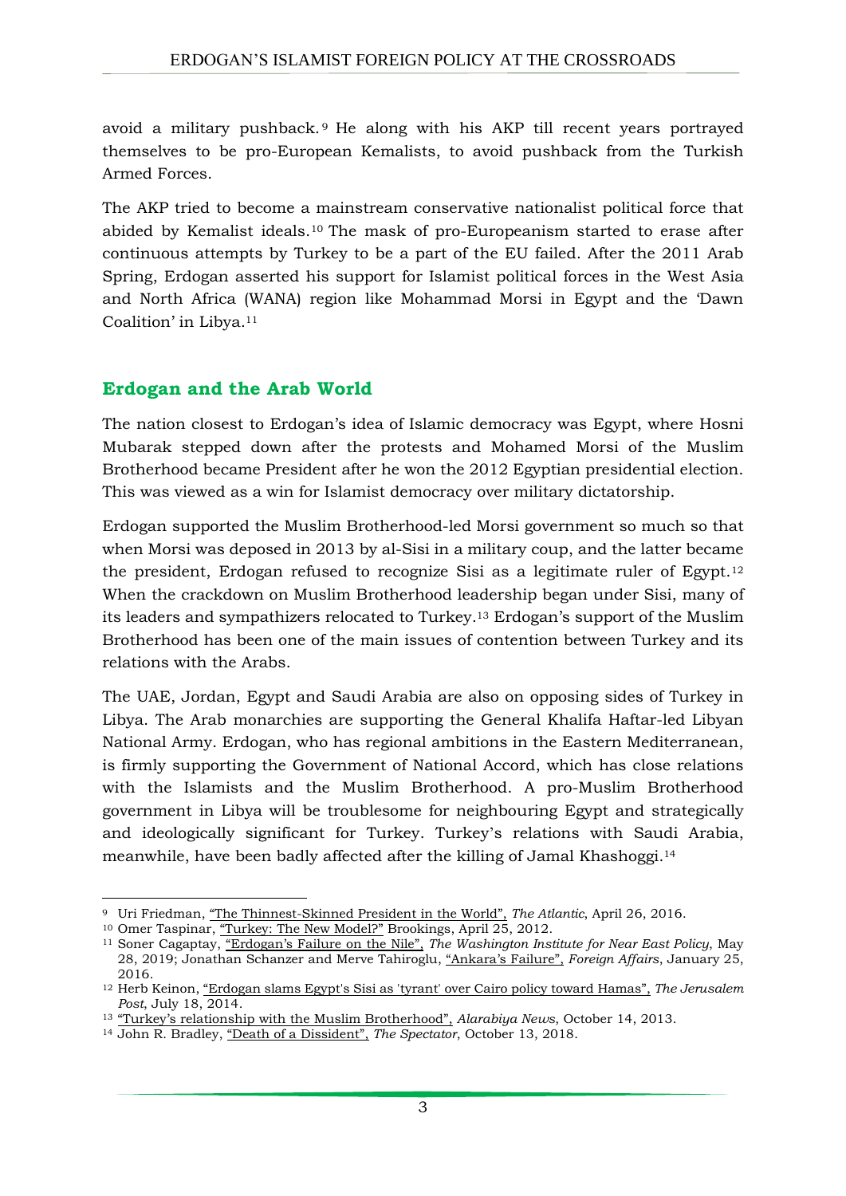avoid a military pushback.[9] He along with his AKP till recent years portrayed themselves to be pro-European Kemalists, to avoid pushback from the Turkish Armed Forces.

The AKP tried to become a mainstream conservative nationalist political force that abided by Kemalist ideals.[10] The mask of pro-Europeanism started to erase after continuous attempts by Turkey to be a part of the EU failed. After the 2011 Arab Spring, Erdogan asserted his support for Islamist political forces in the West Asia and North Africa (WANA) region like Mohammad Morsi in Egypt and the 'Dawn Coalition' in Libya.[11]

## Erdogan and the Arab World

The nation closest to Erdogan's idea of Islamic democracy was Egypt, where Hosni Mubarak stepped down after the protests and Mohamed Morsi of the Muslim Brotherhood became President after he won the 2012 Egyptian presidential election. This was viewed as a win for Islamist democracy over military dictatorship.

Erdogan supported the Muslim Brotherhood-led Morsi government so much so that when Morsi was deposed in 2013 by al-Sisi in a military coup, and the latter became the president, Erdogan refused to recognize Sisi as a legitimate ruler of Egypt.[12] When the crackdown on Muslim Brotherhood leadership began under Sisi, many of its leaders and sympathizers relocated to Turkey.[13] Erdogan's support of the Muslim Brotherhood has been one of the main issues of contention between Turkey and its relations with the Arabs.

The UAE, Jordan, Egypt and Saudi Arabia are also on opposing sides of Turkey in Libya. The Arab monarchies are supporting the General Khalifa Haftar-led Libyan National Army. Erdogan, who has regional ambitions in the Eastern Mediterranean, is firmly supporting the Government of National Accord, which has close relations with the Islamists and the Muslim Brotherhood. A pro-Muslim Brotherhood government in Libya will be troublesome for neighbouring Egypt and strategically and ideologically significant for Turkey. Turkey's relations with Saudi Arabia, meanwhile, have been badly affected after the killing of Jamal Khashoggi.[14]

---

[9] Uri Friedman, "The Thinnest-Skinned President in the World", *The Atlantic*, April 26, 2016.

[10] Omer Taspinar, "Turkey: The New Model?" Brookings, April 25, 2012.

[11] Soner Cagaptay, "Erdogan's Failure on the Nile", *The Washington Institute for Near East Policy*, May 28, 2019; Jonathan Schanzer and Merve Tahiroglu, "Ankara's Failure", *Foreign Affairs*, January 25, 2016.

[12] Herb Keinon, "Erdogan slams Egypt's Sisi as 'tyrant' over Cairo policy toward Hamas", *The Jerusalem Post*, July 18, 2014.

[13] "Turkey's relationship with the Muslim Brotherhood", *Alarabiya News*, October 14, 2013.

[14] John R. Bradley, "Death of a Dissident", *The Spectator*, October 13, 2018.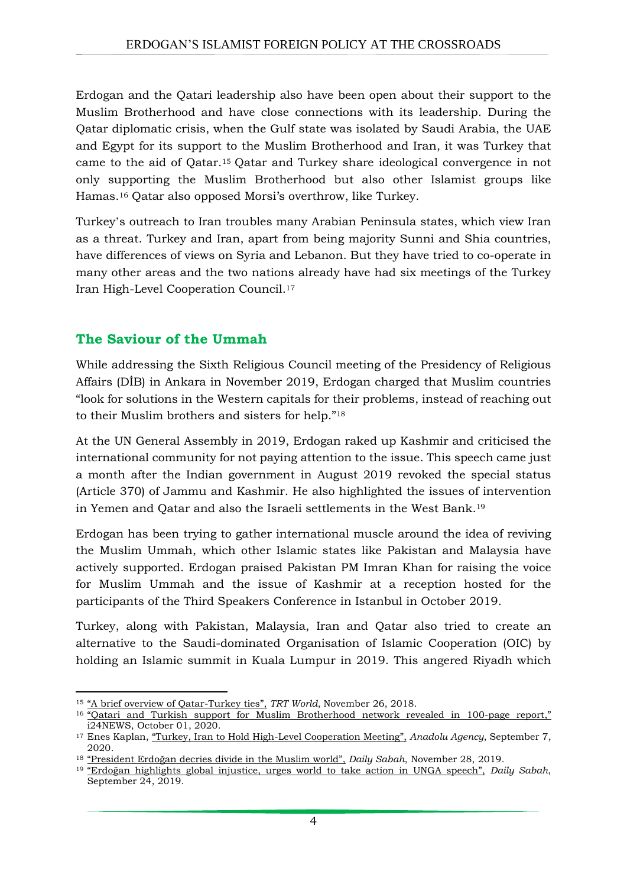Erdogan and the Qatari leadership also have been open about their support to the Muslim Brotherhood and have close connections with its leadership. During the Qatar diplomatic crisis, when the Gulf state was isolated by Saudi Arabia, the UAE and Egypt for its support to the Muslim Brotherhood and Iran, it was Turkey that came to the aid of Qatar.[15] Qatar and Turkey share ideological convergence in not only supporting the Muslim Brotherhood but also other Islamist groups like Hamas.[16] Qatar also opposed Morsi's overthrow, like Turkey.

Turkey's outreach to Iran troubles many Arabian Peninsula states, which view Iran as a threat. Turkey and Iran, apart from being majority Sunni and Shia countries, have differences of views on Syria and Lebanon. But they have tried to co-operate in many other areas and the two nations already have had six meetings of the Turkey Iran High-Level Cooperation Council.[17]

## The Saviour of the Ummah

While addressing the Sixth Religious Council meeting of the Presidency of Religious Affairs (DİB) in Ankara in November 2019, Erdogan charged that Muslim countries "look for solutions in the Western capitals for their problems, instead of reaching out to their Muslim brothers and sisters for help."[18]

At the UN General Assembly in 2019, Erdogan raked up Kashmir and criticised the international community for not paying attention to the issue. This speech came just a month after the Indian government in August 2019 revoked the special status (Article 370) of Jammu and Kashmir. He also highlighted the issues of intervention in Yemen and Qatar and also the Israeli settlements in the West Bank.[19]

Erdogan has been trying to gather international muscle around the idea of reviving the Muslim Ummah, which other Islamic states like Pakistan and Malaysia have actively supported. Erdogan praised Pakistan PM Imran Khan for raising the voice for Muslim Ummah and the issue of Kashmir at a reception hosted for the participants of the Third Speakers Conference in Istanbul in October 2019.

Turkey, along with Pakistan, Malaysia, Iran and Qatar also tried to create an alternative to the Saudi-dominated Organisation of Islamic Cooperation (OIC) by holding an Islamic summit in Kuala Lumpur in 2019. This angered Riyadh which

---

[15] "A brief overview of Qatar-Turkey ties", *TRT World*, November 26, 2018.

[16] "Qatari and Turkish support for Muslim Brotherhood network revealed in 100-page report," i24NEWS, October 01, 2020.

[17] Enes Kaplan, "Turkey, Iran to Hold High-Level Cooperation Meeting", *Anadolu Agency*, September 7, 2020.

[18] "President Erdoğan decries divide in the Muslim world", *Daily Sabah*, November 28, 2019.

[19] "Erdoğan highlights global injustice, urges world to take action in UNGA speech", *Daily Sabah*, September 24, 2019.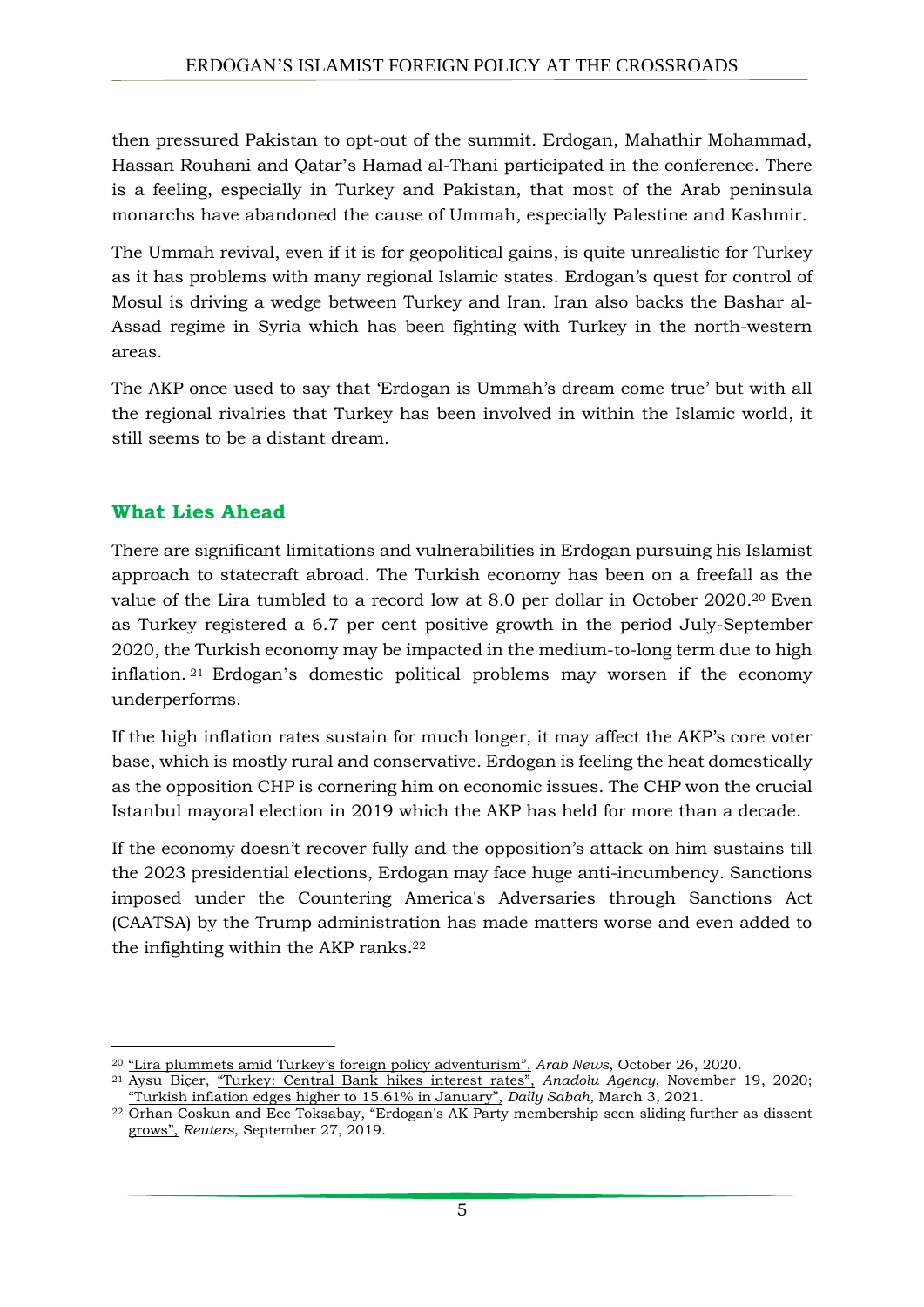then pressured Pakistan to opt-out of the summit. Erdogan, Mahathir Mohammad, Hassan Rouhani and Qatar's Hamad al-Thani participated in the conference. There is a feeling, especially in Turkey and Pakistan, that most of the Arab peninsula monarchs have abandoned the cause of Ummah, especially Palestine and Kashmir.

The Ummah revival, even if it is for geopolitical gains, is quite unrealistic for Turkey as it has problems with many regional Islamic states. Erdogan's quest for control of Mosul is driving a wedge between Turkey and Iran. Iran also backs the Bashar al-Assad regime in Syria which has been fighting with Turkey in the north-western areas.

The AKP once used to say that 'Erdogan is Ummah's dream come true' but with all the regional rivalries that Turkey has been involved in within the Islamic world, it still seems to be a distant dream.

## What Lies Ahead

There are significant limitations and vulnerabilities in Erdogan pursuing his Islamist approach to statecraft abroad. The Turkish economy has been on a freefall as the value of the Lira tumbled to a record low at 8.0 per dollar in October 2020.[20] Even as Turkey registered a 6.7 per cent positive growth in the period July-September 2020, the Turkish economy may be impacted in the medium-to-long term due to high inflation.[21] Erdogan's domestic political problems may worsen if the economy underperforms.

If the high inflation rates sustain for much longer, it may affect the AKP's core voter base, which is mostly rural and conservative. Erdogan is feeling the heat domestically as the opposition CHP is cornering him on economic issues. The CHP won the crucial Istanbul mayoral election in 2019 which the AKP has held for more than a decade.

If the economy doesn't recover fully and the opposition's attack on him sustains till the 2023 presidential elections, Erdogan may face huge anti-incumbency. Sanctions imposed under the Countering America's Adversaries through Sanctions Act (CAATSA) by the Trump administration has made matters worse and even added to the infighting within the AKP ranks.[22]

---

[20] "Lira plummets amid Turkey's foreign policy adventurism", *Arab News*, October 26, 2020.

[21] Aysu Biçer, "Turkey: Central Bank hikes interest rates", *Anadolu Agency*, November 19, 2020; "Turkish inflation edges higher to 15.61% in January", *Daily Sabah*, March 3, 2021.

[22] Orhan Coskun and Ece Toksabay, "Erdogan's AK Party membership seen sliding further as dissent grows", *Reuters*, September 27, 2019.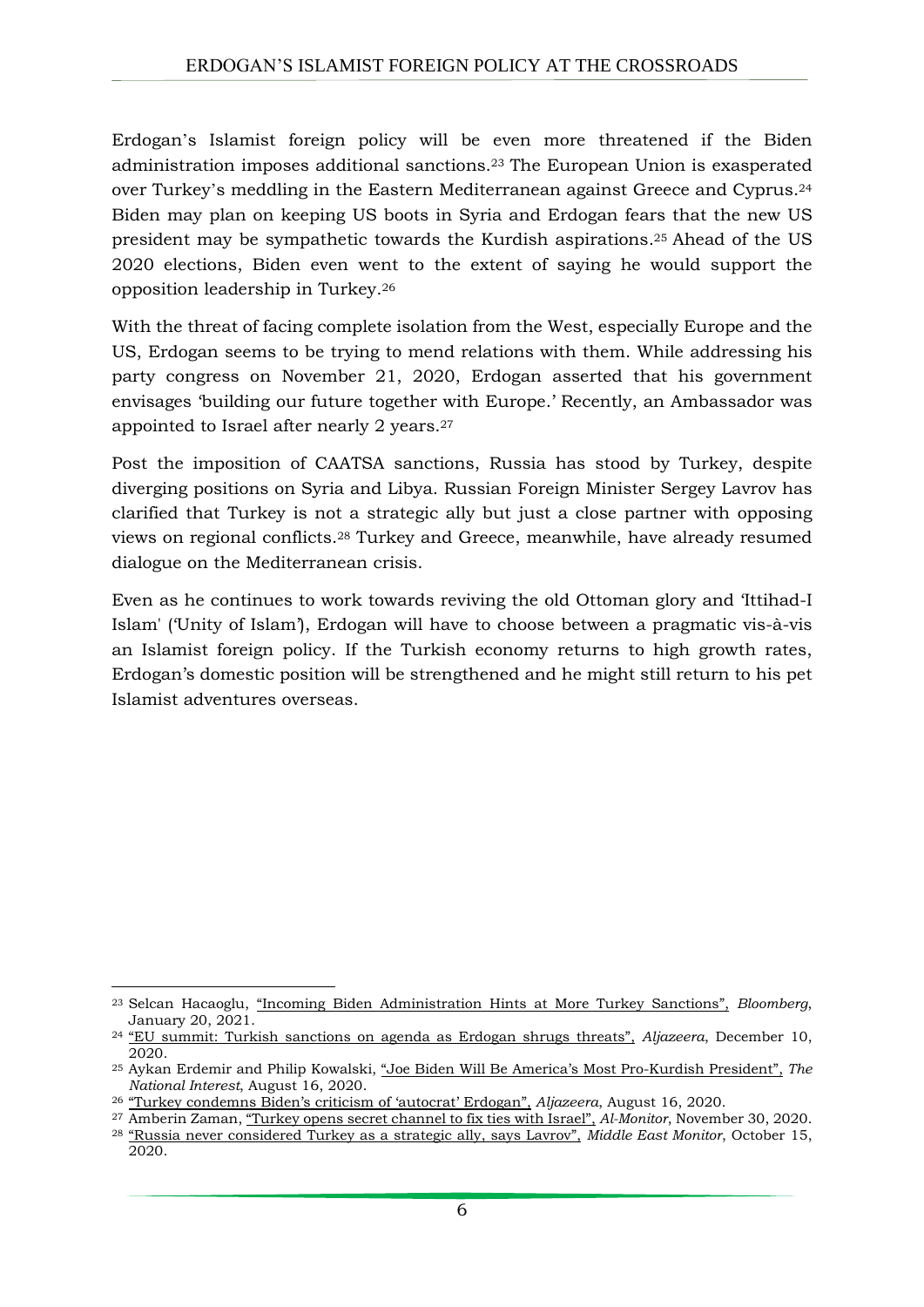Erdogan's Islamist foreign policy will be even more threatened if the Biden administration imposes additional sanctions.[23] The European Union is exasperated over Turkey's meddling in the Eastern Mediterranean against Greece and Cyprus.[24] Biden may plan on keeping US boots in Syria and Erdogan fears that the new US president may be sympathetic towards the Kurdish aspirations.[25] Ahead of the US 2020 elections, Biden even went to the extent of saying he would support the opposition leadership in Turkey.[26]

With the threat of facing complete isolation from the West, especially Europe and the US, Erdogan seems to be trying to mend relations with them. While addressing his party congress on November 21, 2020, Erdogan asserted that his government envisages 'building our future together with Europe.' Recently, an Ambassador was appointed to Israel after nearly 2 years.[27]

Post the imposition of CAATSA sanctions, Russia has stood by Turkey, despite diverging positions on Syria and Libya. Russian Foreign Minister Sergey Lavrov has clarified that Turkey is not a strategic ally but just a close partner with opposing views on regional conflicts.[28] Turkey and Greece, meanwhile, have already resumed dialogue on the Mediterranean crisis.

Even as he continues to work towards reviving the old Ottoman glory and 'Ittihad-I Islam' ('Unity of Islam'), Erdogan will have to choose between a pragmatic vis-à-vis an Islamist foreign policy. If the Turkish economy returns to high growth rates, Erdogan's domestic position will be strengthened and he might still return to his pet Islamist adventures overseas.

---

[23] Selcan Hacaoglu, "Incoming Biden Administration Hints at More Turkey Sanctions", *Bloomberg*, January 20, 2021.

[24] "EU summit: Turkish sanctions on agenda as Erdogan shrugs threats", *Aljazeera*, December 10, 2020.

[25] Aykan Erdemir and Philip Kowalski, "Joe Biden Will Be America's Most Pro-Kurdish President", *The National Interest*, August 16, 2020.

[26] "Turkey condemns Biden's criticism of 'autocrat' Erdogan", *Aljazeera*, August 16, 2020.

[27] Amberin Zaman, "Turkey opens secret channel to fix ties with Israel", *Al-Monitor*, November 30, 2020.

[28] "Russia never considered Turkey as a strategic ally, says Lavrov", *Middle East Monitor*, October 15, 2020.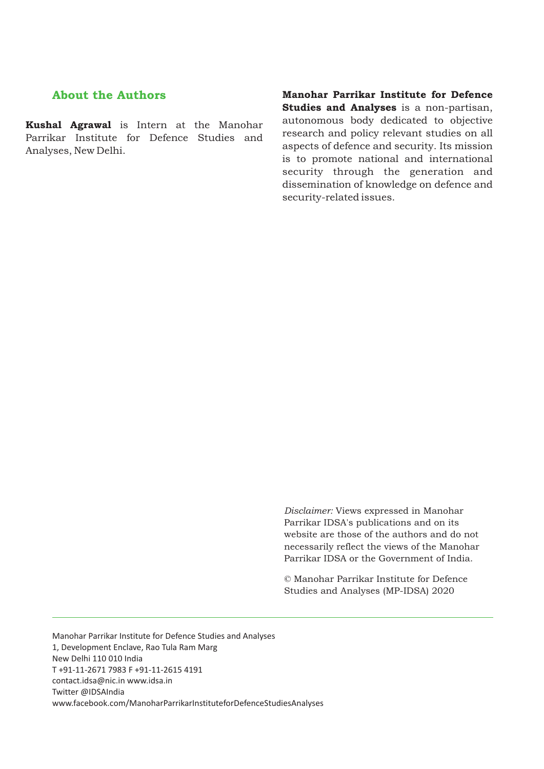## About the Authors

**Kushal Agrawal** is Intern at the Manohar Parrikar Institute for Defence Studies and Analyses, New Delhi.

**Manohar Parrikar Institute for Defence Studies and Analyses** is a non-partisan, autonomous body dedicated to objective research and policy relevant studies on all aspects of defence and security. Its mission is to promote national and international security through the generation and dissemination of knowledge on defence and security-related issues.

*Disclaimer:* Views expressed in Manohar Parrikar IDSA's publications and on its website are those of the authors and do not necessarily reflect the views of the Manohar Parrikar IDSA or the Government of India.

© Manohar Parrikar Institute for Defence Studies and Analyses (MP-IDSA) 2020

Manohar Parrikar Institute for Defence Studies and Analyses
1, Development Enclave, Rao Tula Ram Marg
New Delhi 110 010 India
T +91-11-2671 7983 F +91-11-2615 4191
contact.idsa@nic.in www.idsa.in
Twitter @IDSAIndia
www.facebook.com/ManoharParrikarInstituteforDefenceStudiesAnalyses